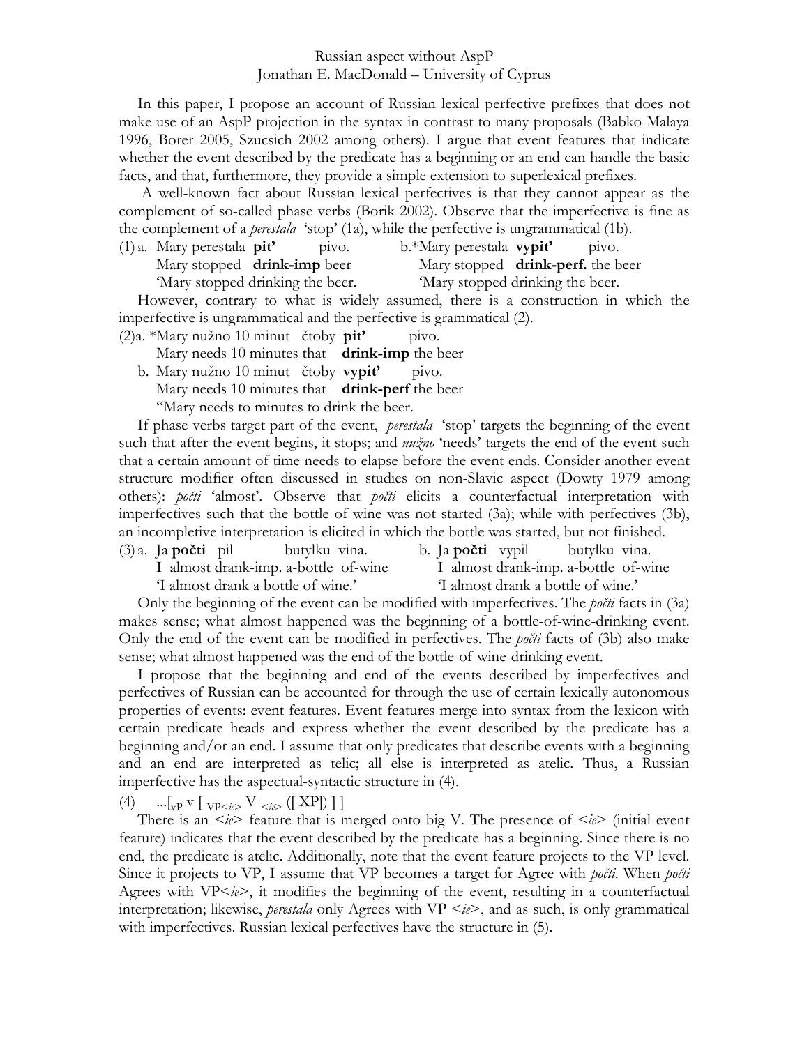Russian aspect without AspP

Jonathan E. MacDonald – University of Cyprus

In this paper, I propose an account of Russian lexical perfective prefixes that does not make use of an AspP projection in the syntax in contrast to many proposals (Babko-Malaya 1996, Borer 2005, Szucsich 2002 among others). I argue that event features that indicate whether the event described by the predicate has a beginning or an end can handle the basic facts, and that, furthermore, they provide a simple extension to superlexical prefixes.

A well-known fact about Russian lexical perfectives is that they cannot appear as the complement of so-called phase verbs (Borik 2002). Observe that the imperfective is fine as the complement of a *perestala* 'stop' (1a), while the perfective is ungrammatical (1b).

(1) a. Mary perestala **pit'** pivo.
Mary stopped **drink-imp** beer
'Mary stopped drinking the beer.

b.*Mary perestala **vypit'** pivo.
Mary stopped **drink-perf.** the beer
'Mary stopped drinking the beer.

However, contrary to what is widely assumed, there is a construction in which the imperfective is ungrammatical and the perfective is grammatical (2).

(2) a. *Mary nužno 10 minut čtoby **pit'** pivo.
Mary needs 10 minutes that **drink-imp** the beer

b. Mary nužno 10 minut čtoby **vypit'** pivo.
Mary needs 10 minutes that **drink-perf** the beer
"Mary needs to minutes to drink the beer.

If phase verbs target part of the event, *perestala* 'stop' targets the beginning of the event such that after the event begins, it stops; and *nužno* 'needs' targets the end of the event such that a certain amount of time needs to elapse before the event ends. Consider another event structure modifier often discussed in studies on non-Slavic aspect (Dowty 1979 among others): *počti* 'almost'. Observe that *počti* elicits a counterfactual interpretation with imperfectives such that the bottle of wine was not started (3a); while with perfectives (3b), an incompletive interpretation is elicited in which the bottle was started, but not finished.

(3) a. Ja **počti** pil butylku vina.
I almost drank-imp. a-bottle of-wine
'I almost drank a bottle of wine.'

b. Ja **počti** vypil butylku vina.
I almost drank-imp. a-bottle of-wine
'I almost drank a bottle of wine.'

Only the beginning of the event can be modified with imperfectives. The *počti* facts in (3a) makes sense; what almost happened was the beginning of a bottle-of-wine-drinking event. Only the end of the event can be modified in perfectives. The *počti* facts of (3b) also make sense; what almost happened was the end of the bottle-of-wine-drinking event.

I propose that the beginning and end of the events described by imperfectives and perfectives of Russian can be accounted for through the use of certain lexically autonomous properties of events: event features. Event features merge into syntax from the lexicon with certain predicate heads and express whether the event described by the predicate has a beginning and/or an end. I assume that only predicates that describe events with a beginning and an end are interpreted as telic; all else is interpreted as atelic. Thus, a Russian imperfective has the aspectual-syntactic structure in (4).

(4) $...[_{vP}\ v\ [\ _{VP<ie>}\ V\text{-}_{<ie>}\ ([\ XP])\ ]\ ]$

There is an <*ie*> feature that is merged onto big V. The presence of <*ie*> (initial event feature) indicates that the event described by the predicate has a beginning. Since there is no end, the predicate is atelic. Additionally, note that the event feature projects to the VP level. Since it projects to VP, I assume that VP becomes a target for Agree with *počti*. When *počti* Agrees with VP<*ie*>, it modifies the beginning of the event, resulting in a counterfactual interpretation; likewise, *perestala* only Agrees with VP <*ie*>, and as such, is only grammatical with imperfectives. Russian lexical perfectives have the structure in (5).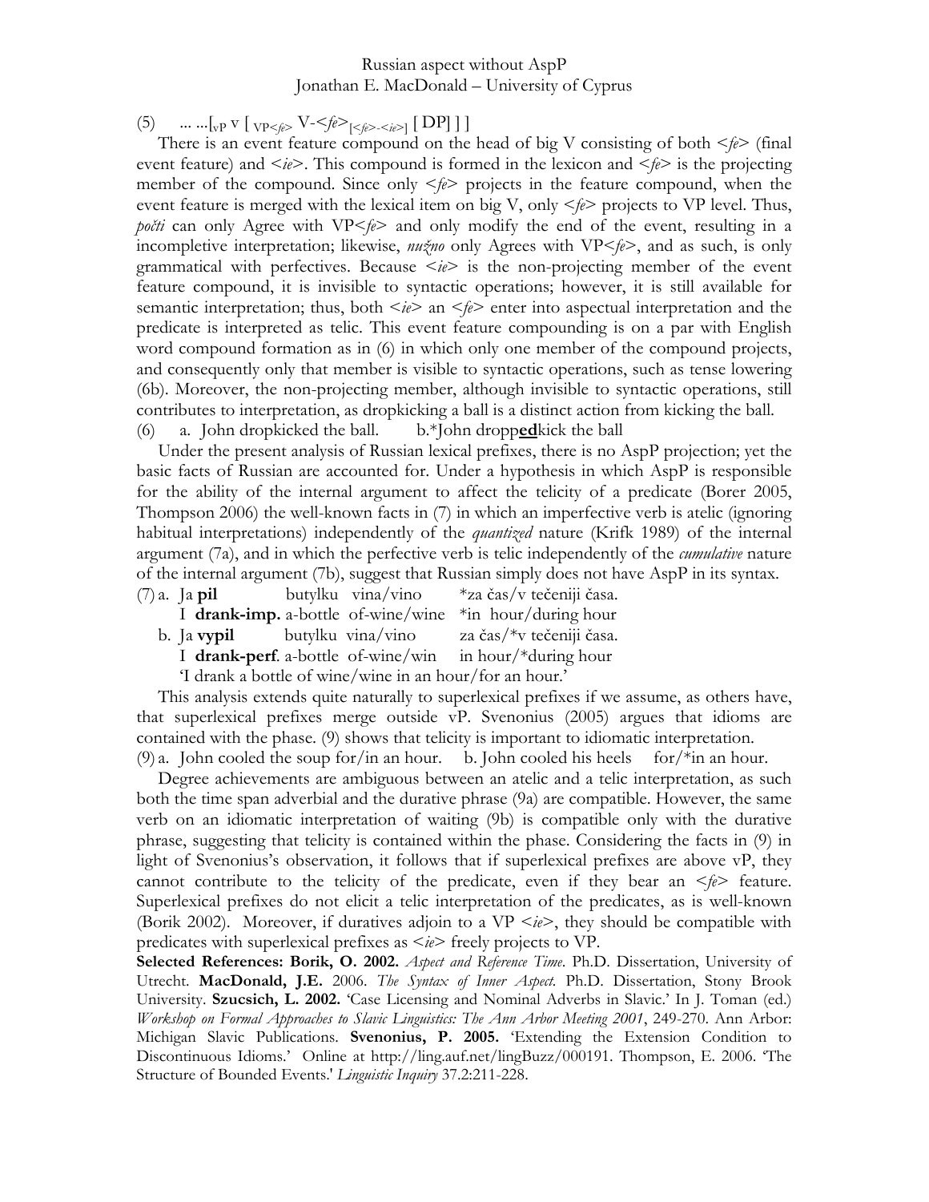Russian aspect without AspP
Jonathan E. MacDonald – University of Cyprus

(5) ... ...[$_{vP}$ v [ $_{VP<fe>}$ V-<*fe*>$_{[<fe>-<ie>]}$ [ DP] ] ]

There is an event feature compound on the head of big V consisting of both <*fe*> (final event feature) and <*ie*>. This compound is formed in the lexicon and <*fe*> is the projecting member of the compound. Since only <*fe*> projects in the feature compound, when the event feature is merged with the lexical item on big V, only <*fe*> projects to VP level. Thus, *počti* can only Agree with VP<*fe*> and only modify the end of the event, resulting in a incompletive interpretation; likewise, *nužno* only Agrees with VP<*fe*>, and as such, is only grammatical with perfectives. Because <*ie*> is the non-projecting member of the event feature compound, it is invisible to syntactic operations; however, it is still available for semantic interpretation; thus, both <*ie*> an <*fe*> enter into aspectual interpretation and the predicate is interpreted as telic. This event feature compounding is on a par with English word compound formation as in (6) in which only one member of the compound projects, and consequently only that member is visible to syntactic operations, such as tense lowering (6b). Moreover, the non-projecting member, although invisible to syntactic operations, still contributes to interpretation, as dropkicking a ball is a distinct action from kicking the ball.

(6) a. John dropkicked the ball. b.*John dropp**<u>ed</u>**kick the ball

Under the present analysis of Russian lexical prefixes, there is no AspP projection; yet the basic facts of Russian are accounted for. Under a hypothesis in which AspP is responsible for the ability of the internal argument to affect the telicity of a predicate (Borer 2005, Thompson 2006) the well-known facts in (7) in which an imperfective verb is atelic (ignoring habitual interpretations) independently of the *quantized* nature (Krifk 1989) of the internal argument (7a), and in which the perfective verb is telic independently of the *cumulative* nature of the internal argument (7b), suggest that Russian simply does not have AspP in its syntax.

(7) a. Ja **pil** butylku vina/vino *za čas/v tečeniji časa.
I **drank-imp.** a-bottle of-wine/wine *in hour/during hour

b. Ja **vypil** butylku vina/vino za čas/*v tečeniji časa.
I **drank-perf**. a-bottle of-wine/win in hour/*during hour
'I drank a bottle of wine/wine in an hour/for an hour.'

This analysis extends quite naturally to superlexical prefixes if we assume, as others have, that superlexical prefixes merge outside vP. Svenonius (2005) argues that idioms are contained with the phase. (9) shows that telicity is important to idiomatic interpretation.

(9) a. John cooled the soup for/in an hour. b. John cooled his heels for/*in an hour.

Degree achievements are ambiguous between an atelic and a telic interpretation, as such both the time span adverbial and the durative phrase (9a) are compatible. However, the same verb on an idiomatic interpretation of waiting (9b) is compatible only with the durative phrase, suggesting that telicity is contained within the phase. Considering the facts in (9) in light of Svenonius's observation, it follows that if superlexical prefixes are above vP, they cannot contribute to the telicity of the predicate, even if they bear an <*fe*> feature. Superlexical prefixes do not elicit a telic interpretation of the predicates, as is well-known (Borik 2002). Moreover, if duratives adjoin to a VP <*ie*>, they should be compatible with predicates with superlexical prefixes as <*ie*> freely projects to VP.

**Selected References: Borik, O. 2002.** *Aspect and Reference Time*. Ph.D. Dissertation, University of Utrecht. **MacDonald, J.E.** 2006. *The Syntax of Inner Aspect.* Ph.D. Dissertation, Stony Brook University. **Szucsich, L. 2002.** 'Case Licensing and Nominal Adverbs in Slavic.' In J. Toman (ed.) *Workshop on Formal Approaches to Slavic Linguistics: The Ann Arbor Meeting 2001*, 249-270. Ann Arbor: Michigan Slavic Publications. **Svenonius, P. 2005.** 'Extending the Extension Condition to Discontinuous Idioms.' Online at http://ling.auf.net/lingBuzz/000191. Thompson, E. 2006. 'The Structure of Bounded Events.' *Linguistic Inquiry* 37.2:211-228.